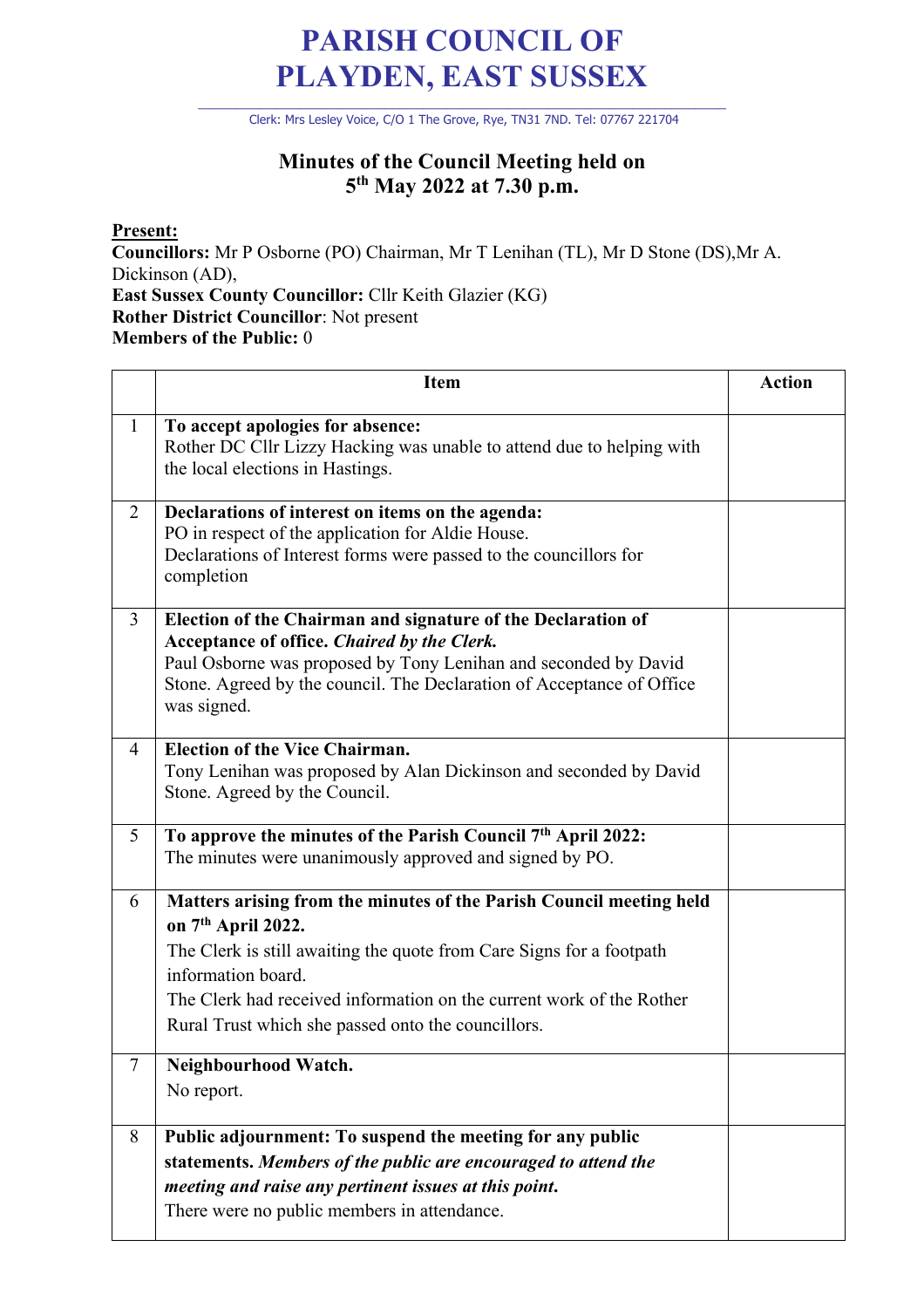# PARISH COUNCIL OF PLAYDEN, EAST SUSSEX

Clerk: Mrs Lesley Voice, C/O 1 The Grove, Rye, TN31 7ND. Tel: 07767 221704

## Minutes of the Council Meeting held on 5th May 2022 at 7.30 p.m.

**Present:**
**Councillors:** Mr P Osborne (PO) Chairman, Mr T Lenihan (TL), Mr D Stone (DS),Mr A. Dickinson (AD),
**East Sussex County Councillor:** Cllr Keith Glazier (KG)
**Rother District Councillor**: Not present
**Members of the Public:** 0

| | Item | Action |
|---|---|---|
| 1 | **To accept apologies for absence:**<br>Rother DC Cllr Lizzy Hacking was unable to attend due to helping with the local elections in Hastings. | |
| 2 | **Declarations of interest on items on the agenda:**<br>PO in respect of the application for Aldie House.<br>Declarations of Interest forms were passed to the councillors for completion | |
| 3 | **Election of the Chairman and signature of the Declaration of Acceptance of office.** ***Chaired by the Clerk.***<br>Paul Osborne was proposed by Tony Lenihan and seconded by David Stone. Agreed by the council. The Declaration of Acceptance of Office was signed. | |
| 4 | **Election of the Vice Chairman.**<br>Tony Lenihan was proposed by Alan Dickinson and seconded by David Stone. Agreed by the Council. | |
| 5 | **To approve the minutes of the Parish Council 7th April 2022:**<br>The minutes were unanimously approved and signed by PO. | |
| 6 | **Matters arising from the minutes of the Parish Council meeting held on 7th April 2022.**<br>The Clerk is still awaiting the quote from Care Signs for a footpath information board.<br>The Clerk had received information on the current work of the Rother Rural Trust which she passed onto the councillors. | |
| 7 | **Neighbourhood Watch.**<br>No report. | |
| 8 | **Public adjournment: To suspend the meeting for any public statements.** ***Members of the public are encouraged to attend the meeting and raise any pertinent issues at this point.***<br>There were no public members in attendance. | |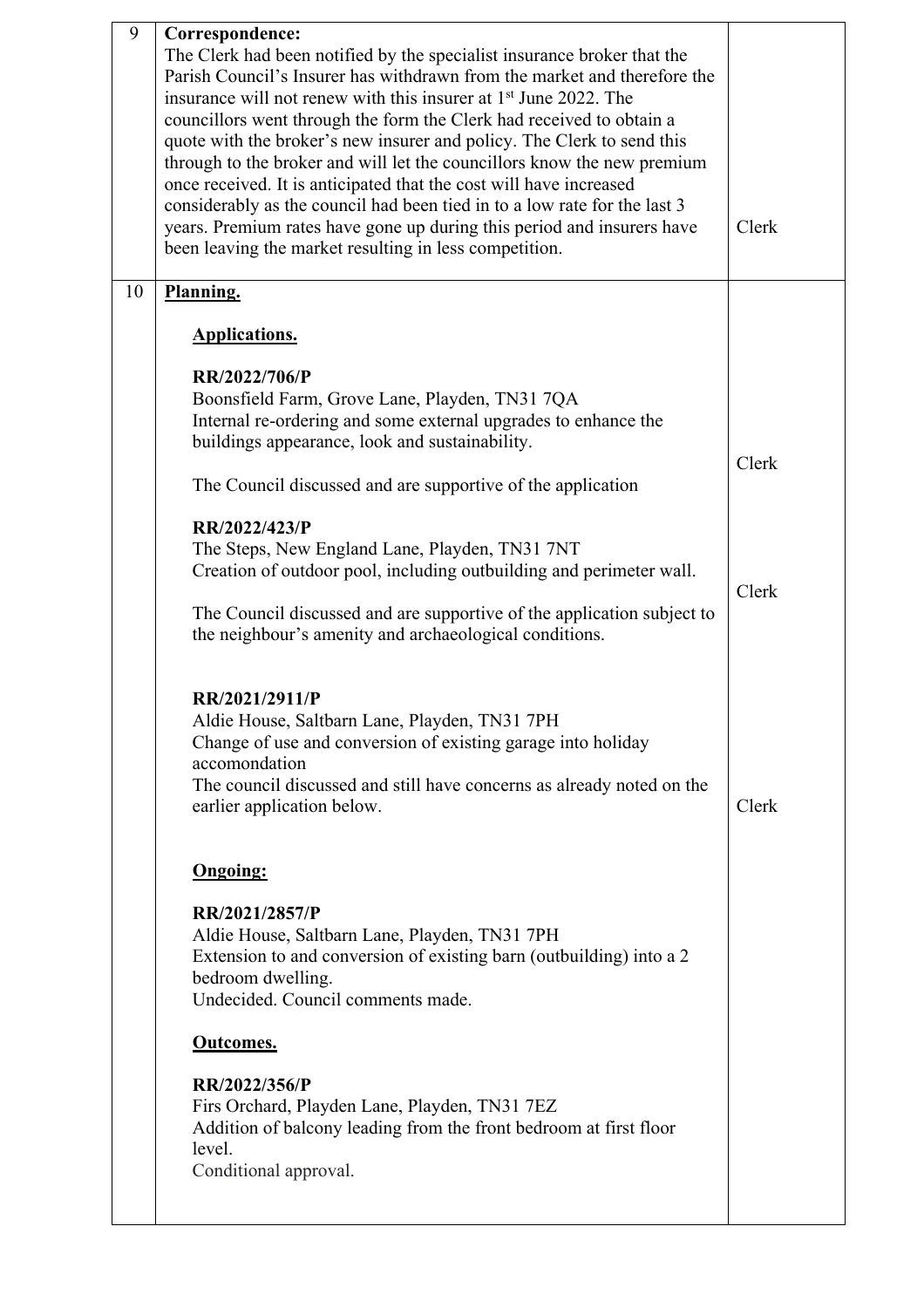| | | |
|---|---|---|
| 9 | **Correspondence:**<br>The Clerk had been notified by the specialist insurance broker that the Parish Council's Insurer has withdrawn from the market and therefore the insurance will not renew with this insurer at 1st June 2022. The councillors went through the form the Clerk had received to obtain a quote with the broker's new insurer and policy. The Clerk to send this through to the broker and will let the councillors know the new premium once received. It is anticipated that the cost will have increased considerably as the council had been tied in to a low rate for the last 3 years. Premium rates have gone up during this period and insurers have been leaving the market resulting in less competition. | Clerk |
| 10 | **Planning.**<br><br>**Applications.**<br><br>**RR/2022/706/P**<br>Boonsfield Farm, Grove Lane, Playden, TN31 7QA<br>Internal re-ordering and some external upgrades to enhance the buildings appearance, look and sustainability.<br><br>The Council discussed and are supportive of the application<br><br>**RR/2022/423/P**<br>The Steps, New England Lane, Playden, TN31 7NT<br>Creation of outdoor pool, including outbuilding and perimeter wall.<br><br>The Council discussed and are supportive of the application subject to the neighbour's amenity and archaeological conditions.<br><br>**RR/2021/2911/P**<br>Aldie House, Saltbarn Lane, Playden, TN31 7PH<br>Change of use and conversion of existing garage into holiday accomondation<br>The council discussed and still have concerns as already noted on the earlier application below.<br><br>**Ongoing:**<br><br>**RR/2021/2857/P**<br>Aldie House, Saltbarn Lane, Playden, TN31 7PH<br>Extension to and conversion of existing barn (outbuilding) into a 2 bedroom dwelling.<br>Undecided. Council comments made.<br><br>**Outcomes.**<br><br>**RR/2022/356/P**<br>Firs Orchard, Playden Lane, Playden, TN31 7EZ<br>Addition of balcony leading from the front bedroom at first floor level.<br>Conditional approval. | Clerk<br><br>Clerk<br><br>Clerk |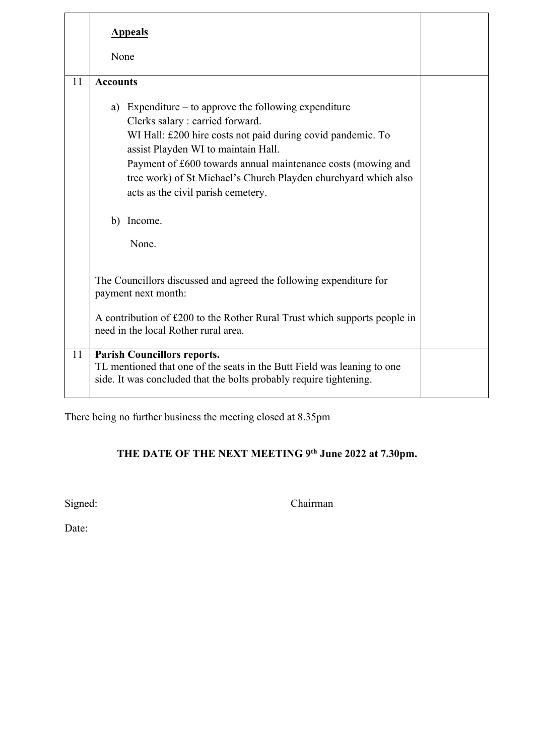| | | |
|---|---|---|
| | **Appeals**<br><br>None | |
| 11 | **Accounts**<br><br>a) Expenditure – to approve the following expenditure<br>Clerks salary : carried forward.<br>WI Hall: £200 hire costs not paid during covid pandemic. To assist Playden WI to maintain Hall.<br>Payment of £600 towards annual maintenance costs (mowing and tree work) of St Michael's Church Playden churchyard which also acts as the civil parish cemetery.<br><br>b) Income.<br><br>None.<br><br>The Councillors discussed and agreed the following expenditure for payment next month:<br><br>A contribution of £200 to the Rother Rural Trust which supports people in need in the local Rother rural area. | |
| 11 | **Parish Councillors reports.**<br>TL mentioned that one of the seats in the Butt Field was leaning to one side. It was concluded that the bolts probably require tightening. | |

There being no further business the meeting closed at 8.35pm

**THE DATE OF THE NEXT MEETING 9th June 2022 at 7.30pm.**

Signed: Chairman

Date: